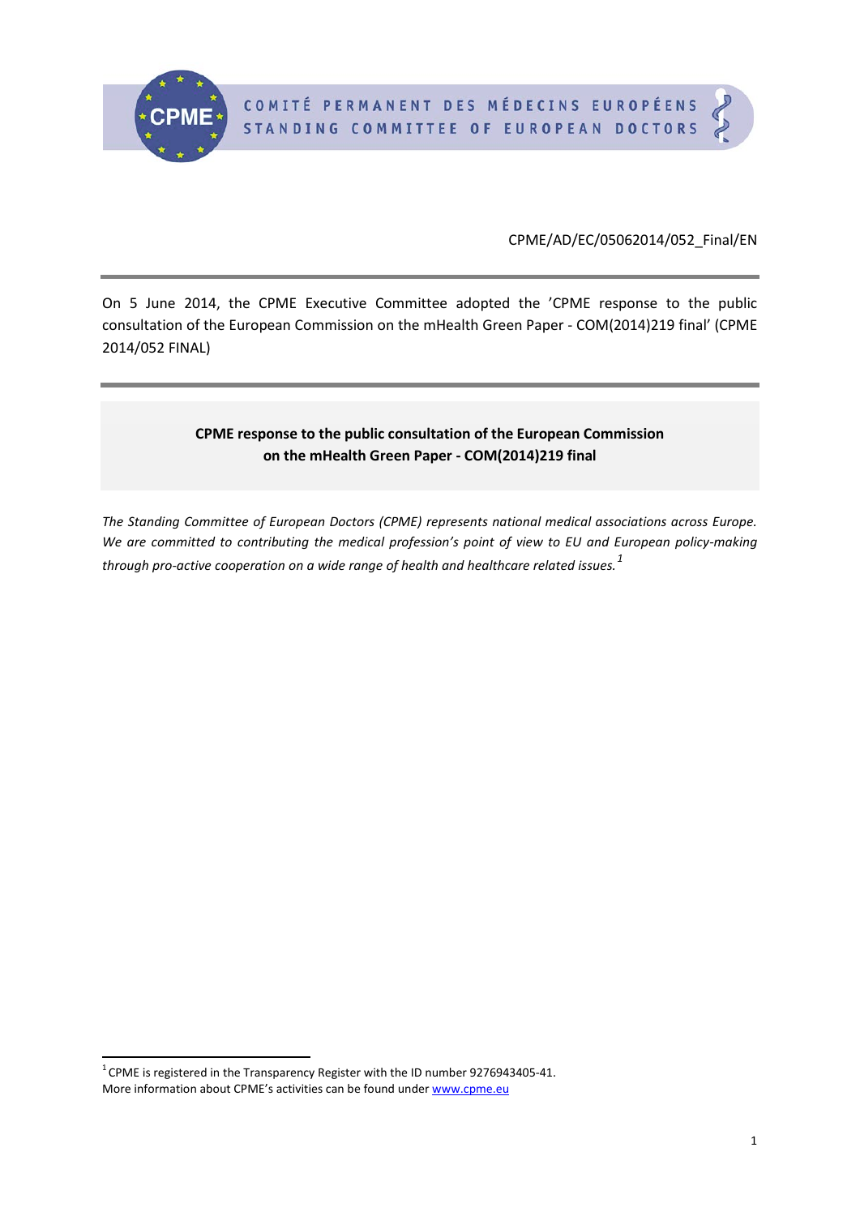COMITÉ PERMANENT DES MÉDECINS EUROPÉENS
STANDING COMMITTEE OF EUROPEAN DOCTORS

CPME/AD/EC/05062014/052_Final/EN

---

On 5 June 2014, the CPME Executive Committee adopted the 'CPME response to the public consultation of the European Commission on the mHealth Green Paper - COM(2014)219 final' (CPME 2014/052 FINAL)

---

**CPME response to the public consultation of the European Commission on the mHealth Green Paper - COM(2014)219 final**

*The Standing Committee of European Doctors (CPME) represents national medical associations across Europe. We are committed to contributing the medical profession's point of view to EU and European policy-making through pro-active cooperation on a wide range of health and healthcare related issues.*[1]

---

[1] CPME is registered in the Transparency Register with the ID number 9276943405-41. More information about CPME's activities can be found under www.cpme.eu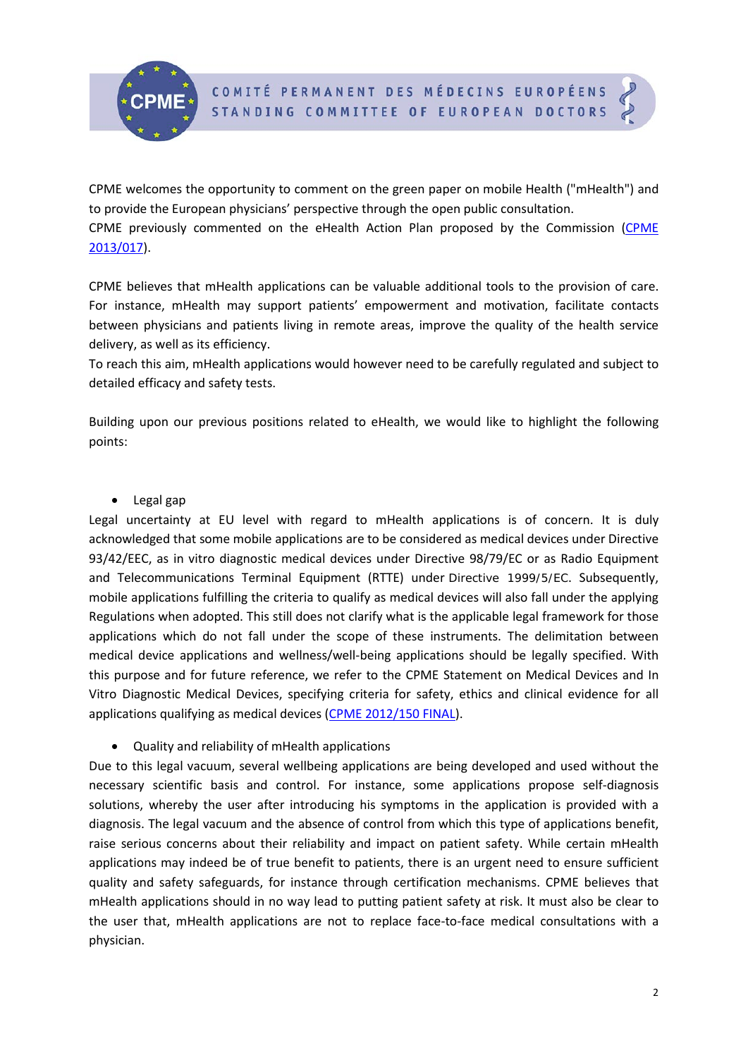CPME welcomes the opportunity to comment on the green paper on mobile Health ("mHealth") and to provide the European physicians' perspective through the open public consultation.
CPME previously commented on the eHealth Action Plan proposed by the Commission (CPME 2013/017).

CPME believes that mHealth applications can be valuable additional tools to the provision of care. For instance, mHealth may support patients' empowerment and motivation, facilitate contacts between physicians and patients living in remote areas, improve the quality of the health service delivery, as well as its efficiency.
To reach this aim, mHealth applications would however need to be carefully regulated and subject to detailed efficacy and safety tests.

Building upon our previous positions related to eHealth, we would like to highlight the following points:

- Legal gap

Legal uncertainty at EU level with regard to mHealth applications is of concern. It is duly acknowledged that some mobile applications are to be considered as medical devices under Directive 93/42/EEC, as in vitro diagnostic medical devices under Directive 98/79/EC or as Radio Equipment and Telecommunications Terminal Equipment (RTTE) under Directive 1999/5/EC. Subsequently, mobile applications fulfilling the criteria to qualify as medical devices will also fall under the applying Regulations when adopted. This still does not clarify what is the applicable legal framework for those applications which do not fall under the scope of these instruments. The delimitation between medical device applications and wellness/well-being applications should be legally specified. With this purpose and for future reference, we refer to the CPME Statement on Medical Devices and In Vitro Diagnostic Medical Devices, specifying criteria for safety, ethics and clinical evidence for all applications qualifying as medical devices (CPME 2012/150 FINAL).

- Quality and reliability of mHealth applications

Due to this legal vacuum, several wellbeing applications are being developed and used without the necessary scientific basis and control. For instance, some applications propose self-diagnosis solutions, whereby the user after introducing his symptoms in the application is provided with a diagnosis. The legal vacuum and the absence of control from which this type of applications benefit, raise serious concerns about their reliability and impact on patient safety. While certain mHealth applications may indeed be of true benefit to patients, there is an urgent need to ensure sufficient quality and safety safeguards, for instance through certification mechanisms. CPME believes that mHealth applications should in no way lead to putting patient safety at risk. It must also be clear to the user that, mHealth applications are not to replace face-to-face medical consultations with a physician.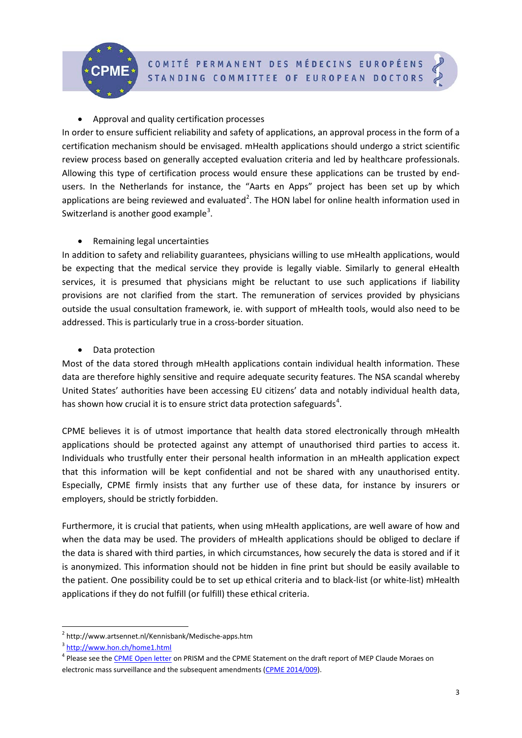- Approval and quality certification processes

In order to ensure sufficient reliability and safety of applications, an approval process in the form of a certification mechanism should be envisaged. mHealth applications should undergo a strict scientific review process based on generally accepted evaluation criteria and led by healthcare professionals. Allowing this type of certification process would ensure these applications can be trusted by end-users. In the Netherlands for instance, the “Aarts en Apps” project has been set up by which applications are being reviewed and evaluated[2]. The HON label for online health information used in Switzerland is another good example[3].

- Remaining legal uncertainties

In addition to safety and reliability guarantees, physicians willing to use mHealth applications, would be expecting that the medical service they provide is legally viable. Similarly to general eHealth services, it is presumed that physicians might be reluctant to use such applications if liability provisions are not clarified from the start. The remuneration of services provided by physicians outside the usual consultation framework, ie. with support of mHealth tools, would also need to be addressed. This is particularly true in a cross-border situation.

- Data protection

Most of the data stored through mHealth applications contain individual health information. These data are therefore highly sensitive and require adequate security features. The NSA scandal whereby United States’ authorities have been accessing EU citizens’ data and notably individual health data, has shown how crucial it is to ensure strict data protection safeguards[4].

CPME believes it is of utmost importance that health data stored electronically through mHealth applications should be protected against any attempt of unauthorised third parties to access it. Individuals who trustfully enter their personal health information in an mHealth application expect that this information will be kept confidential and not be shared with any unauthorised entity. Especially, CPME firmly insists that any further use of these data, for instance by insurers or employers, should be strictly forbidden.

Furthermore, it is crucial that patients, when using mHealth applications, are well aware of how and when the data may be used. The providers of mHealth applications should be obliged to declare if the data is shared with third parties, in which circumstances, how securely the data is stored and if it is anonymized. This information should not be hidden in fine print but should be easily available to the patient. One possibility could be to set up ethical criteria and to black-list (or white-list) mHealth applications if they do not fulfill (or fulfill) these ethical criteria.

---

[2] http://www.artsennet.nl/Kennisbank/Medische-apps.htm

[3] http://www.hon.ch/home1.html

[4] Please see the CPME Open letter on PRISM and the CPME Statement on the draft report of MEP Claude Moraes on electronic mass surveillance and the subsequent amendments (CPME 2014/009).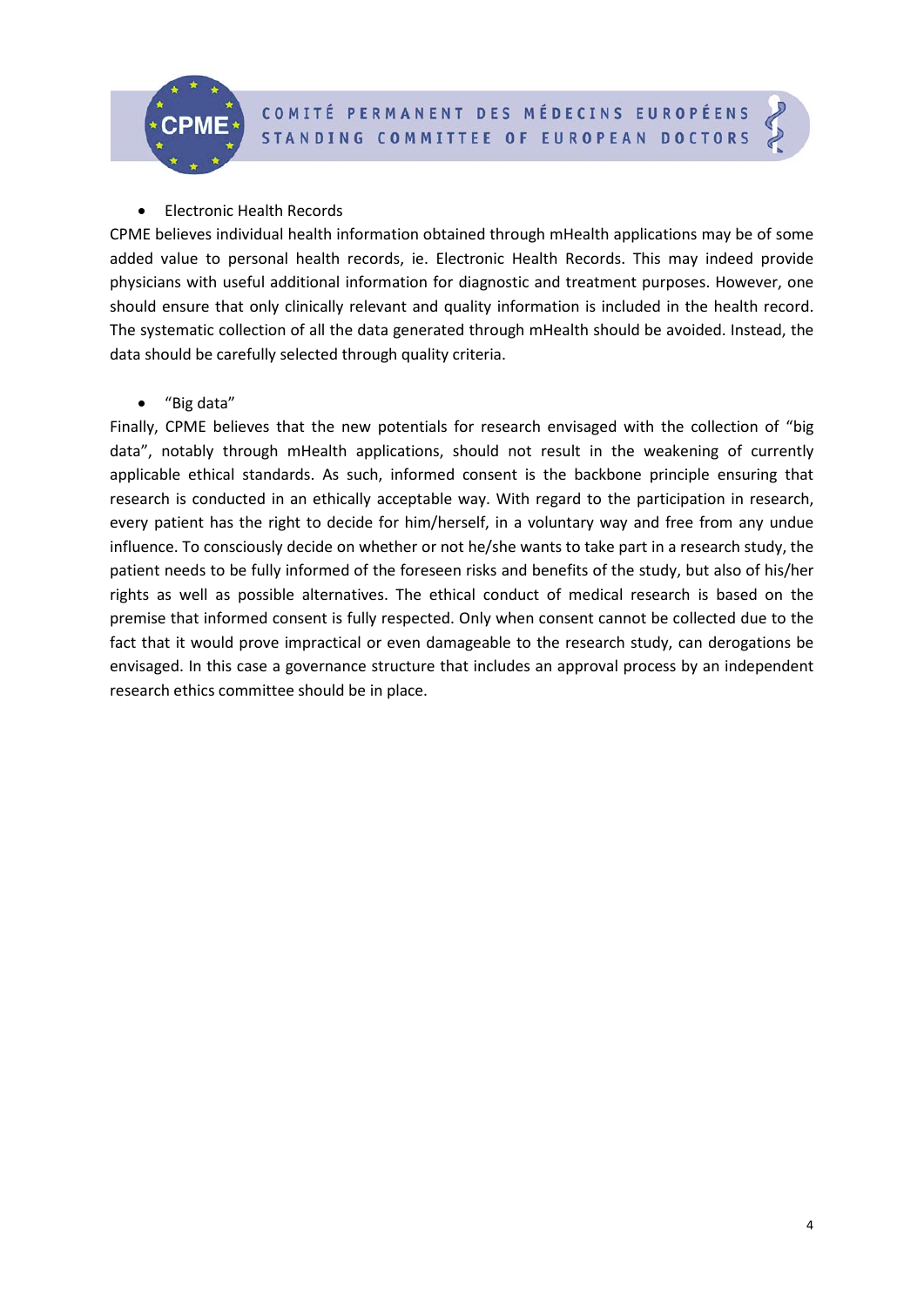- Electronic Health Records

CPME believes individual health information obtained through mHealth applications may be of some added value to personal health records, ie. Electronic Health Records. This may indeed provide physicians with useful additional information for diagnostic and treatment purposes. However, one should ensure that only clinically relevant and quality information is included in the health record. The systematic collection of all the data generated through mHealth should be avoided. Instead, the data should be carefully selected through quality criteria.

- "Big data"

Finally, CPME believes that the new potentials for research envisaged with the collection of "big data", notably through mHealth applications, should not result in the weakening of currently applicable ethical standards. As such, informed consent is the backbone principle ensuring that research is conducted in an ethically acceptable way. With regard to the participation in research, every patient has the right to decide for him/herself, in a voluntary way and free from any undue influence. To consciously decide on whether or not he/she wants to take part in a research study, the patient needs to be fully informed of the foreseen risks and benefits of the study, but also of his/her rights as well as possible alternatives. The ethical conduct of medical research is based on the premise that informed consent is fully respected. Only when consent cannot be collected due to the fact that it would prove impractical or even damageable to the research study, can derogations be envisaged. In this case a governance structure that includes an approval process by an independent research ethics committee should be in place.